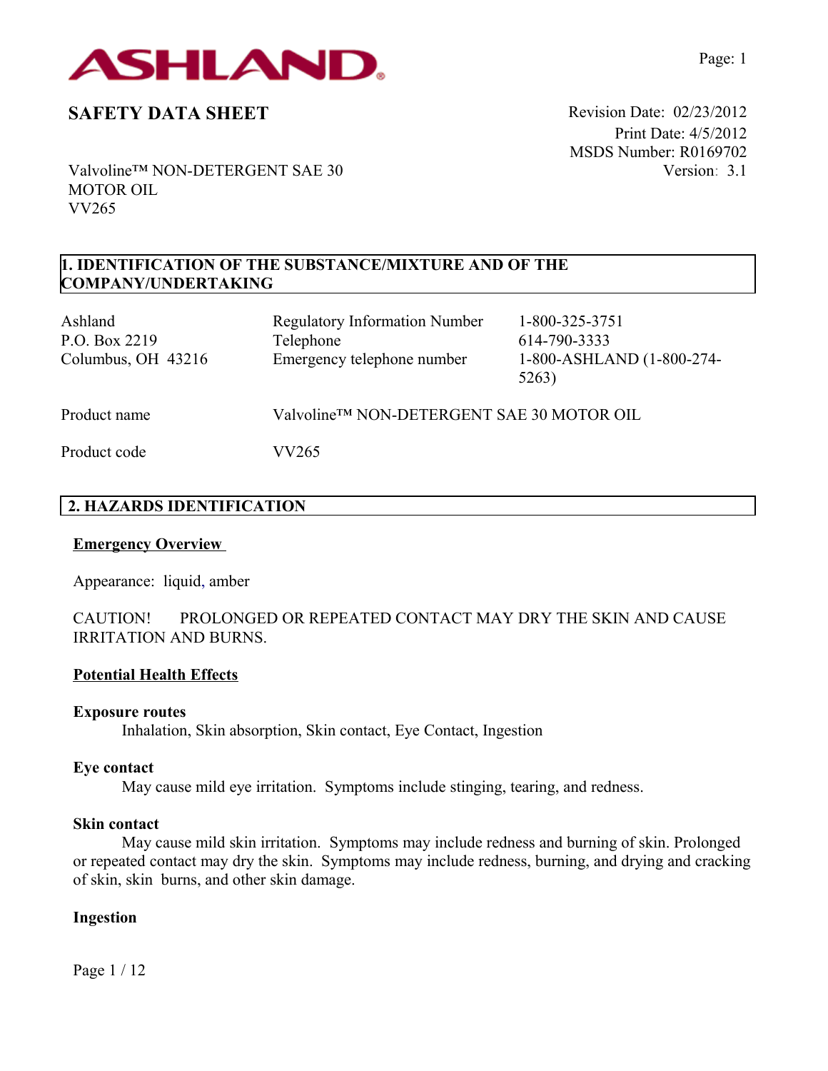ASHLAND

# SAFETY DATA SHEET

Revision Date: 02/23/2012
Print Date: 4/5/2012
MSDS Number: R0169702
Version: 3.1

Valvoline™ NON-DETERGENT SAE 30 MOTOR OIL
VV265

## 1. IDENTIFICATION OF THE SUBSTANCE/MIXTURE AND OF THE COMPANY/UNDERTAKING

| | | |
|---|---|---|
| Ashland<br>P.O. Box 2219<br>Columbus, OH 43216 | Regulatory Information Number<br>Telephone<br>Emergency telephone number | 1-800-325-3751<br>614-790-3333<br>1-800-ASHLAND (1-800-274-5263) |

Product name: Valvoline™ NON-DETERGENT SAE 30 MOTOR OIL

Product code: VV265

## 2. HAZARDS IDENTIFICATION

### Emergency Overview

Appearance: liquid, amber

CAUTION! PROLONGED OR REPEATED CONTACT MAY DRY THE SKIN AND CAUSE IRRITATION AND BURNS.

### Potential Health Effects

**Exposure routes**
Inhalation, Skin absorption, Skin contact, Eye Contact, Ingestion

**Eye contact**
May cause mild eye irritation. Symptoms include stinging, tearing, and redness.

**Skin contact**
May cause mild skin irritation. Symptoms may include redness and burning of skin. Prolonged or repeated contact may dry the skin. Symptoms may include redness, burning, and drying and cracking of skin, skin burns, and other skin damage.

**Ingestion**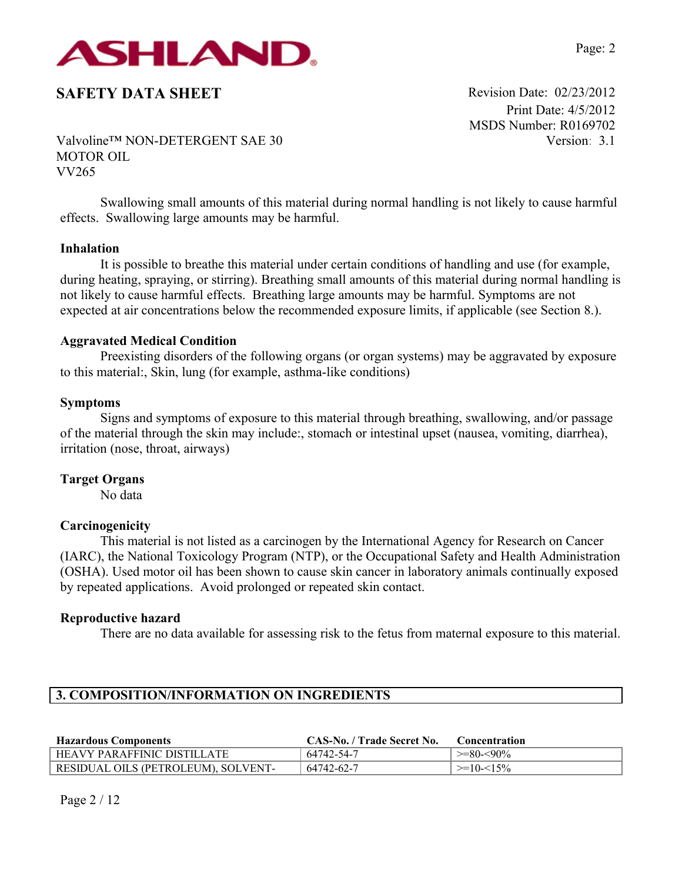Swallowing small amounts of this material during normal handling is not likely to cause harmful effects. Swallowing large amounts may be harmful.

**Inhalation**

It is possible to breathe this material under certain conditions of handling and use (for example, during heating, spraying, or stirring). Breathing small amounts of this material during normal handling is not likely to cause harmful effects. Breathing large amounts may be harmful. Symptoms are not expected at air concentrations below the recommended exposure limits, if applicable (see Section 8.).

**Aggravated Medical Condition**

Preexisting disorders of the following organs (or organ systems) may be aggravated by exposure to this material:, Skin, lung (for example, asthma-like conditions)

**Symptoms**

Signs and symptoms of exposure to this material through breathing, swallowing, and/or passage of the material through the skin may include:, stomach or intestinal upset (nausea, vomiting, diarrhea), irritation (nose, throat, airways)

**Target Organs**

No data

**Carcinogenicity**

This material is not listed as a carcinogen by the International Agency for Research on Cancer (IARC), the National Toxicology Program (NTP), or the Occupational Safety and Health Administration (OSHA). Used motor oil has been shown to cause skin cancer in laboratory animals continually exposed by repeated applications. Avoid prolonged or repeated skin contact.

**Reproductive hazard**

There are no data available for assessing risk to the fetus from maternal exposure to this material.

## 3. COMPOSITION/INFORMATION ON INGREDIENTS

| Hazardous Components | CAS-No. / Trade Secret No. | Concentration |
|---|---|---|
| HEAVY PARAFFINIC DISTILLATE | 64742-54-7 | >=80-<90% |
| RESIDUAL OILS (PETROLEUM), SOLVENT- | 64742-62-7 | >=10-<15% |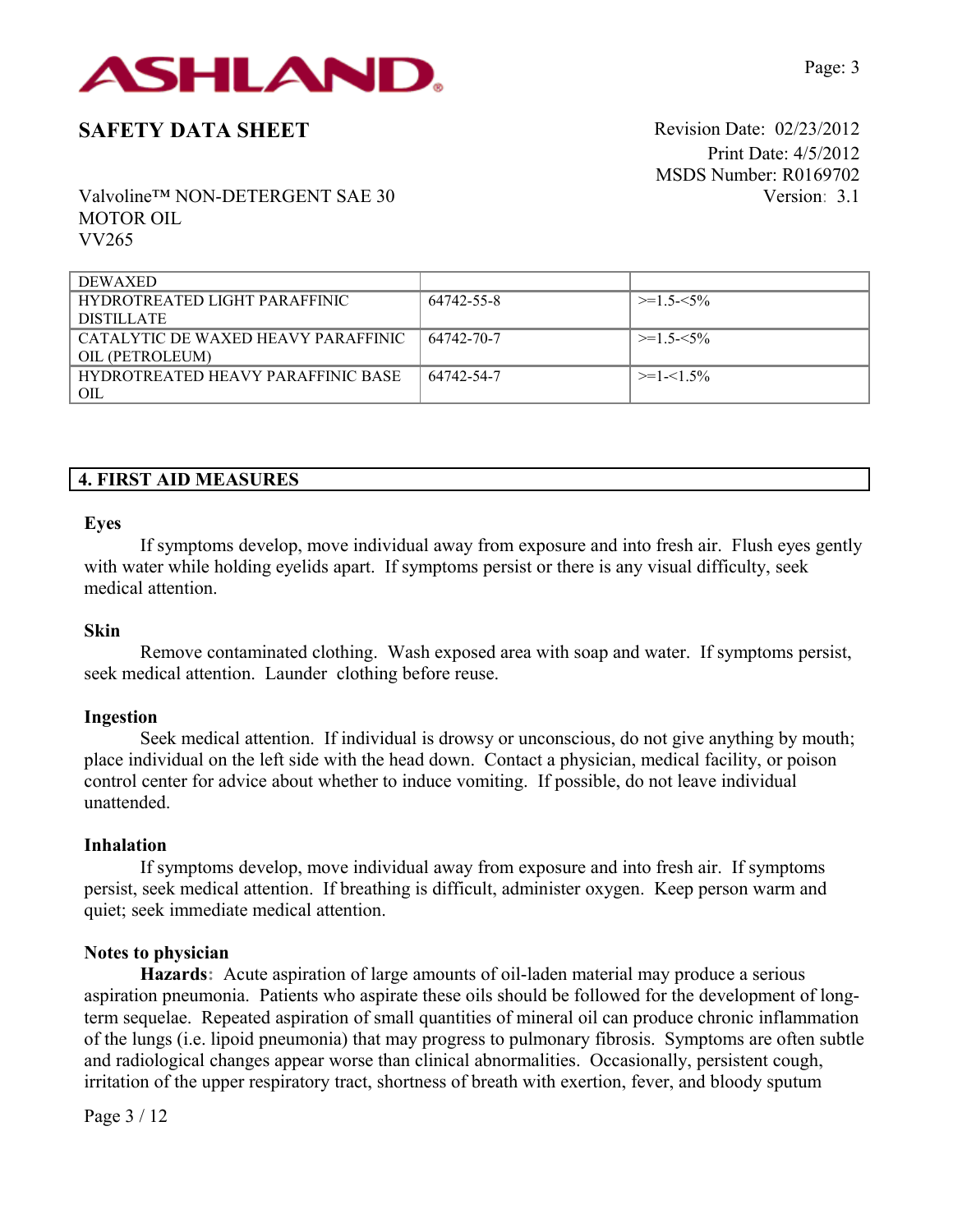| | | |
|---|---|---|
| DEWAXED | | |
| HYDROTREATED LIGHT PARAFFINIC DISTILLATE | 64742-55-8 | >=1.5-<5% |
| CATALYTIC DE WAXED HEAVY PARAFFINIC OIL (PETROLEUM) | 64742-70-7 | >=1.5-<5% |
| HYDROTREATED HEAVY PARAFFINIC BASE OIL | 64742-54-7 | >=1-<1.5% |

## 4. FIRST AID MEASURES

**Eyes**

If symptoms develop, move individual away from exposure and into fresh air. Flush eyes gently with water while holding eyelids apart. If symptoms persist or there is any visual difficulty, seek medical attention.

**Skin**

Remove contaminated clothing. Wash exposed area with soap and water. If symptoms persist, seek medical attention. Launder clothing before reuse.

**Ingestion**

Seek medical attention. If individual is drowsy or unconscious, do not give anything by mouth; place individual on the left side with the head down. Contact a physician, medical facility, or poison control center for advice about whether to induce vomiting. If possible, do not leave individual unattended.

**Inhalation**

If symptoms develop, move individual away from exposure and into fresh air. If symptoms persist, seek medical attention. If breathing is difficult, administer oxygen. Keep person warm and quiet; seek immediate medical attention.

**Notes to physician**

**Hazards:** Acute aspiration of large amounts of oil-laden material may produce a serious aspiration pneumonia. Patients who aspirate these oils should be followed for the development of long-term sequelae. Repeated aspiration of small quantities of mineral oil can produce chronic inflammation of the lungs (i.e. lipoid pneumonia) that may progress to pulmonary fibrosis. Symptoms are often subtle and radiological changes appear worse than clinical abnormalities. Occasionally, persistent cough, irritation of the upper respiratory tract, shortness of breath with exertion, fever, and bloody sputum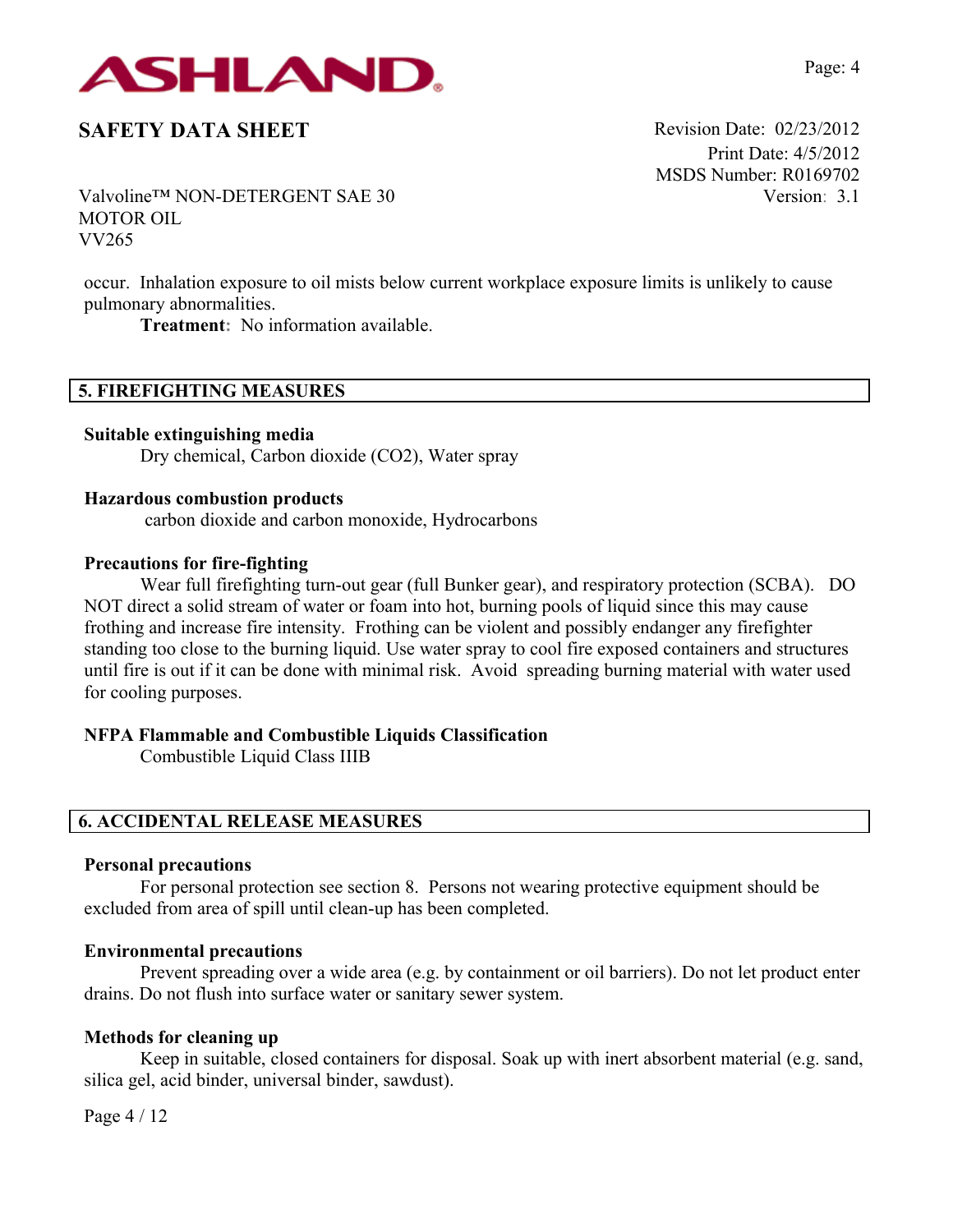occur. Inhalation exposure to oil mists below current workplace exposure limits is unlikely to cause pulmonary abnormalities.

**Treatment**: No information available.

## 5. FIREFIGHTING MEASURES

**Suitable extinguishing media**

Dry chemical, Carbon dioxide ($CO_2$), Water spray

**Hazardous combustion products**

carbon dioxide and carbon monoxide, Hydrocarbons

**Precautions for fire-fighting**

Wear full firefighting turn-out gear (full Bunker gear), and respiratory protection (SCBA). DO NOT direct a solid stream of water or foam into hot, burning pools of liquid since this may cause frothing and increase fire intensity. Frothing can be violent and possibly endanger any firefighter standing too close to the burning liquid. Use water spray to cool fire exposed containers and structures until fire is out if it can be done with minimal risk. Avoid spreading burning material with water used for cooling purposes.

**NFPA Flammable and Combustible Liquids Classification**

Combustible Liquid Class IIIB

## 6. ACCIDENTAL RELEASE MEASURES

**Personal precautions**

For personal protection see section 8. Persons not wearing protective equipment should be excluded from area of spill until clean-up has been completed.

**Environmental precautions**

Prevent spreading over a wide area (e.g. by containment or oil barriers). Do not let product enter drains. Do not flush into surface water or sanitary sewer system.

**Methods for cleaning up**

Keep in suitable, closed containers for disposal. Soak up with inert absorbent material (e.g. sand, silica gel, acid binder, universal binder, sawdust).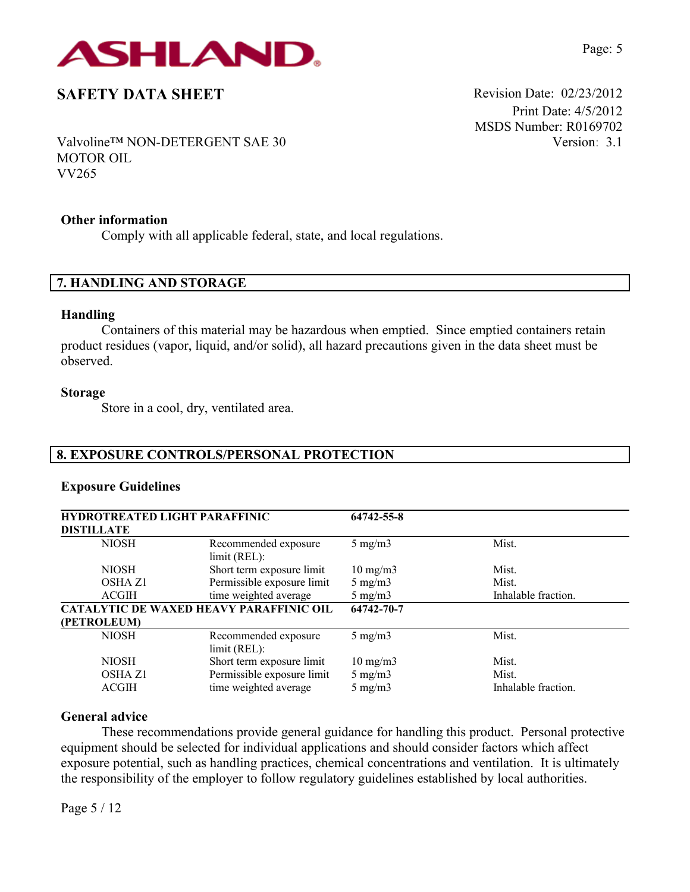### Other information

Comply with all applicable federal, state, and local regulations.

## 7. HANDLING AND STORAGE

### Handling

Containers of this material may be hazardous when emptied. Since emptied containers retain product residues (vapor, liquid, and/or solid), all hazard precautions given in the data sheet must be observed.

### Storage

Store in a cool, dry, ventilated area.

## 8. EXPOSURE CONTROLS/PERSONAL PROTECTION

### Exposure Guidelines

| **HYDROTREATED LIGHT PARAFFINIC DISTILLATE** | | **64742-55-8** | |
|---|---|---|---|
| NIOSH | Recommended exposure limit (REL): | 5 mg/m3 | Mist. |
| NIOSH | Short term exposure limit | 10 mg/m3 | Mist. |
| OSHA Z1 | Permissible exposure limit | 5 mg/m3 | Mist. |
| ACGIH | time weighted average | 5 mg/m3 | Inhalable fraction. |
| **CATALYTIC DE WAXED HEAVY PARAFFINIC OIL (PETROLEUM)** | | **64742-70-7** | |
| NIOSH | Recommended exposure limit (REL): | 5 mg/m3 | Mist. |
| NIOSH | Short term exposure limit | 10 mg/m3 | Mist. |
| OSHA Z1 | Permissible exposure limit | 5 mg/m3 | Mist. |
| ACGIH | time weighted average | 5 mg/m3 | Inhalable fraction. |

### General advice

These recommendations provide general guidance for handling this product. Personal protective equipment should be selected for individual applications and should consider factors which affect exposure potential, such as handling practices, chemical concentrations and ventilation. It is ultimately the responsibility of the employer to follow regulatory guidelines established by local authorities.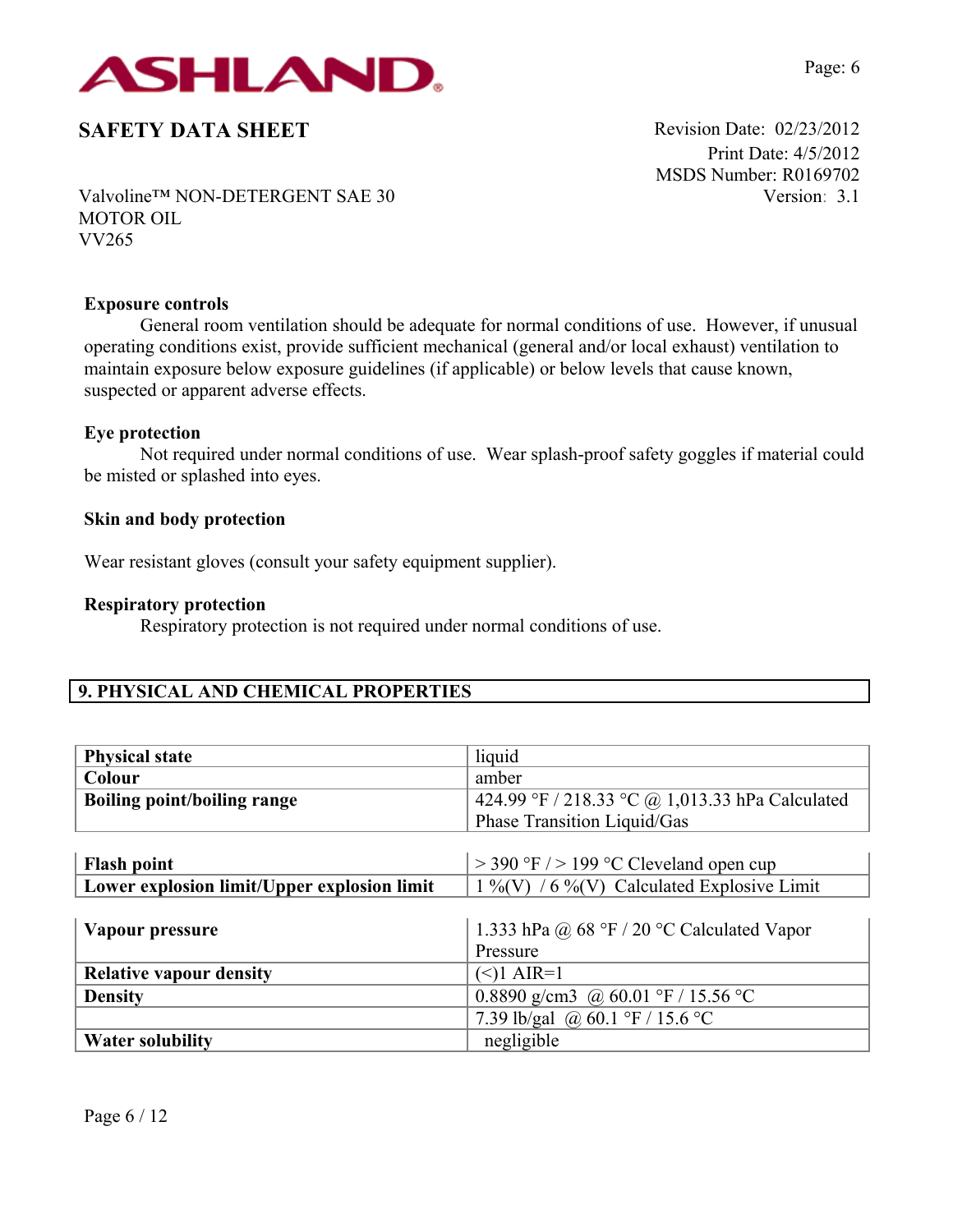**Exposure controls**

General room ventilation should be adequate for normal conditions of use. However, if unusual operating conditions exist, provide sufficient mechanical (general and/or local exhaust) ventilation to maintain exposure below exposure guidelines (if applicable) or below levels that cause known, suspected or apparent adverse effects.

**Eye protection**

Not required under normal conditions of use. Wear splash-proof safety goggles if material could be misted or splashed into eyes.

**Skin and body protection**

Wear resistant gloves (consult your safety equipment supplier).

**Respiratory protection**

Respiratory protection is not required under normal conditions of use.

## 9. PHYSICAL AND CHEMICAL PROPERTIES

| | |
|---|---|
| **Physical state** | liquid |
| **Colour** | amber |
| **Boiling point/boiling range** | 424.99 °F / 218.33 °C @ 1,013.33 hPa Calculated Phase Transition Liquid/Gas |
| **Flash point** | > 390 °F / > 199 °C Cleveland open cup |
| **Lower explosion limit/Upper explosion limit** | 1 %(V) / 6 %(V) Calculated Explosive Limit |
| **Vapour pressure** | 1.333 hPa @ 68 °F / 20 °C Calculated Vapor Pressure |
| **Relative vapour density** | (<)1 AIR=1 |
| **Density** | 0.8890 g/cm3 @ 60.01 °F / 15.56 °C |
| | 7.39 lb/gal @ 60.1 °F / 15.6 °C |
| **Water solubility** | negligible |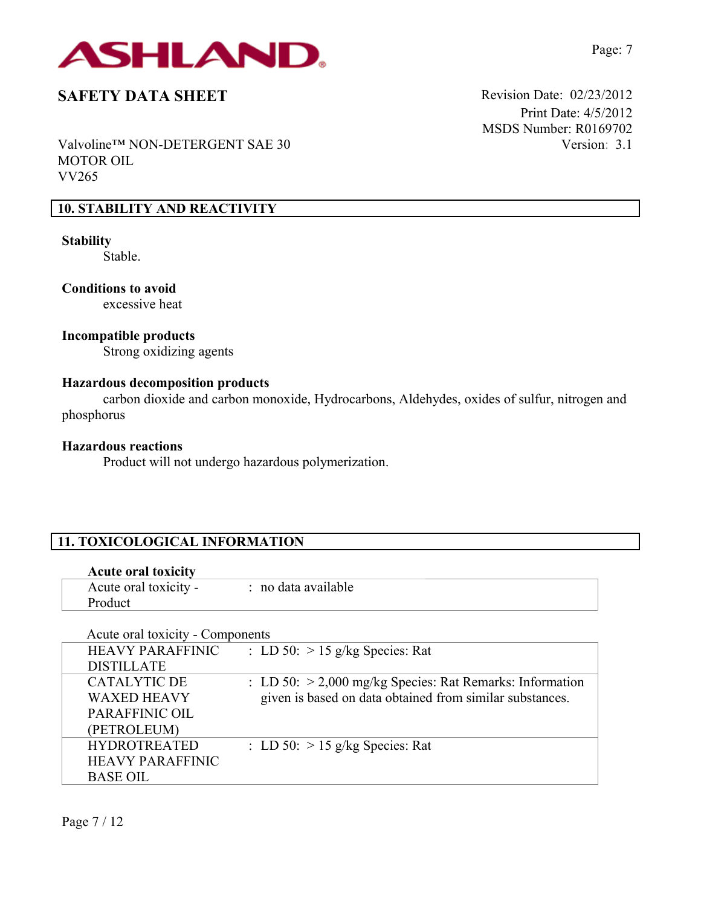## 10. STABILITY AND REACTIVITY

**Stability**

Stable.

**Conditions to avoid**

excessive heat

**Incompatible products**

Strong oxidizing agents

**Hazardous decomposition products**

carbon dioxide and carbon monoxide, Hydrocarbons, Aldehydes, oxides of sulfur, nitrogen and phosphorus

**Hazardous reactions**

Product will not undergo hazardous polymerization.

## 11. TOXICOLOGICAL INFORMATION

**Acute oral toxicity**

| | |
|---|---|
| Acute oral toxicity - Product | : no data available |

Acute oral toxicity - Components

| | |
|---|---|
| HEAVY PARAFFINIC DISTILLATE | : LD 50: > 15 g/kg Species: Rat |
| CATALYTIC DE WAXED HEAVY PARAFFINIC OIL (PETROLEUM) | : LD 50: > 2,000 mg/kg Species: Rat Remarks: Information given is based on data obtained from similar substances. |
| HYDROTREATED HEAVY PARAFFINIC BASE OIL | : LD 50: > 15 g/kg Species: Rat |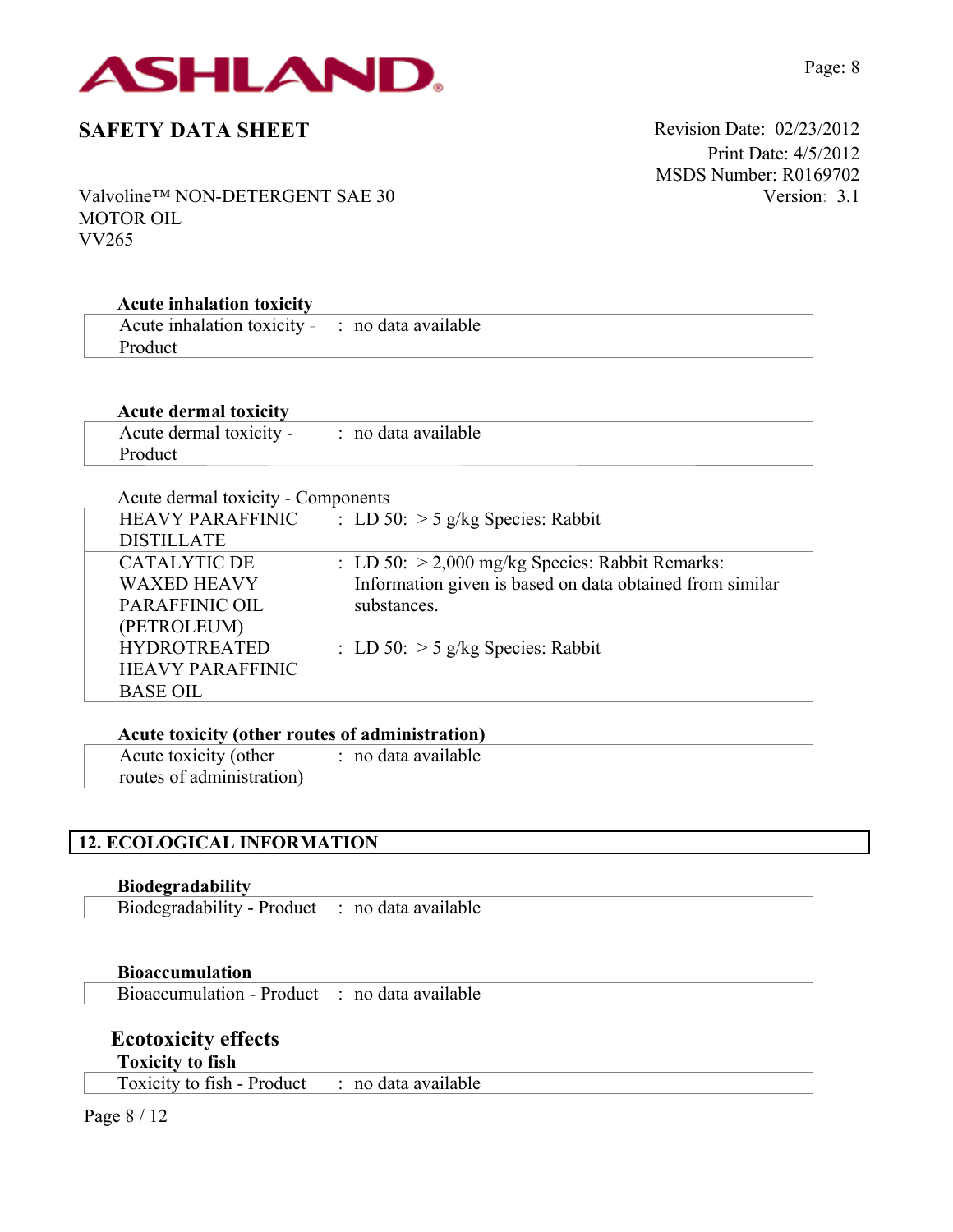**Acute inhalation toxicity**

| | |
|---|---|
| Acute inhalation toxicity - Product | : no data available |

**Acute dermal toxicity**

| | |
|---|---|
| Acute dermal toxicity - Product | : no data available |

Acute dermal toxicity - Components

| | |
|---|---|
| HEAVY PARAFFINIC DISTILLATE | : LD 50: > 5 g/kg Species: Rabbit |
| CATALYTIC DE WAXED HEAVY PARAFFINIC OIL (PETROLEUM) | : LD 50: > 2,000 mg/kg Species: Rabbit Remarks: Information given is based on data obtained from similar substances. |
| HYDROTREATED HEAVY PARAFFINIC BASE OIL | : LD 50: > 5 g/kg Species: Rabbit |

**Acute toxicity (other routes of administration)**

| | |
|---|---|
| Acute toxicity (other routes of administration) | : no data available |

## 12. ECOLOGICAL INFORMATION

**Biodegradability**

| | |
|---|---|
| Biodegradability - Product | : no data available |

**Bioaccumulation**

| | |
|---|---|
| Bioaccumulation - Product | : no data available |

### Ecotoxicity effects

**Toxicity to fish**

| | |
|---|---|
| Toxicity to fish - Product | : no data available |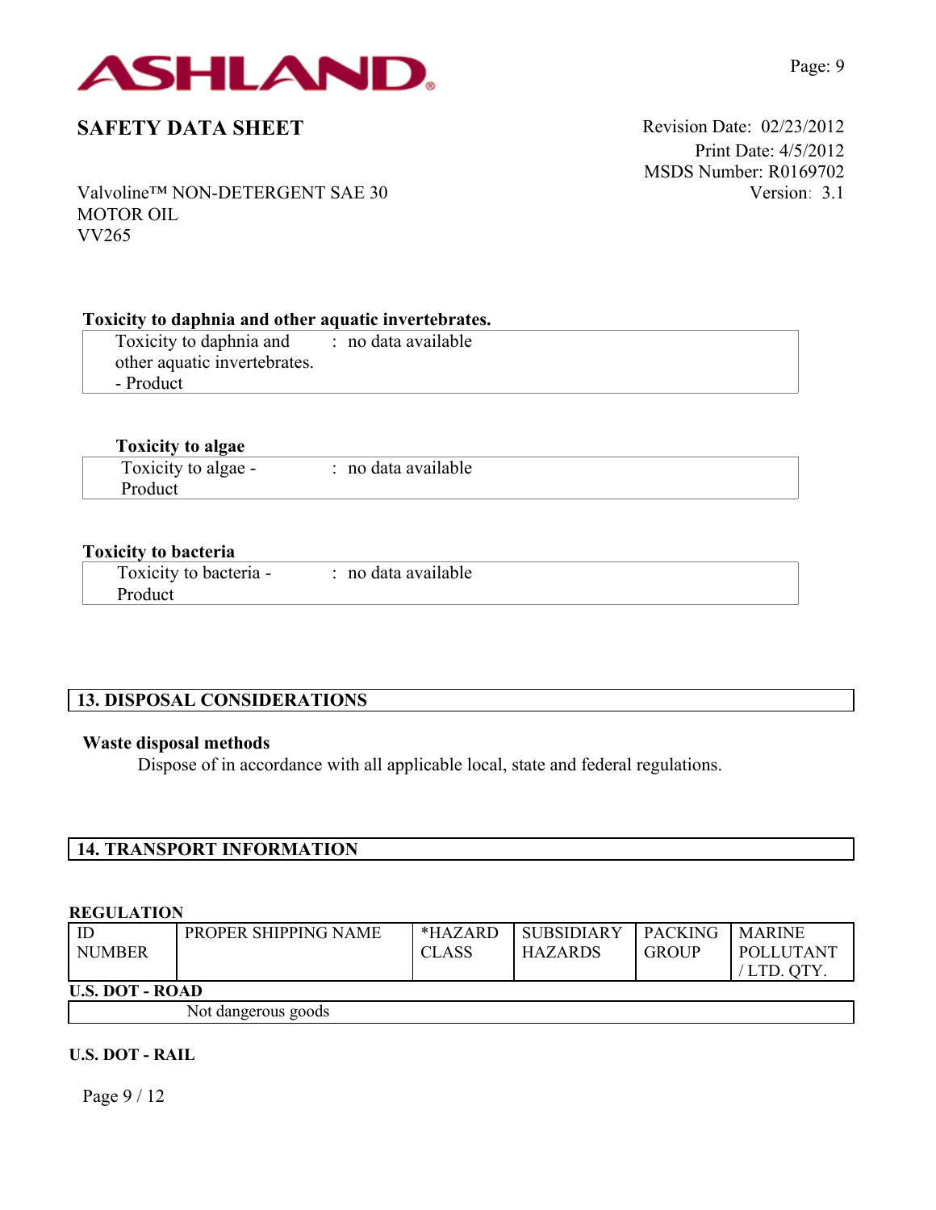**Toxicity to daphnia and other aquatic invertebrates.**

| | |
|---|---|
| Toxicity to daphnia and other aquatic invertebrates. - Product | : no data available |

**Toxicity to algae**

| | |
|---|---|
| Toxicity to algae - Product | : no data available |

**Toxicity to bacteria**

| | |
|---|---|
| Toxicity to bacteria - Product | : no data available |

## 13. DISPOSAL CONSIDERATIONS

**Waste disposal methods**

Dispose of in accordance with all applicable local, state and federal regulations.

## 14. TRANSPORT INFORMATION

**REGULATION**

| ID NUMBER | PROPER SHIPPING NAME | *HAZARD CLASS | SUBSIDIARY HAZARDS | PACKING GROUP | MARINE POLLUTANT / LTD. QTY. |
|---|---|---|---|---|---|
| **U.S. DOT - ROAD** | | | | | |
| | Not dangerous goods | | | | |

**U.S. DOT - RAIL**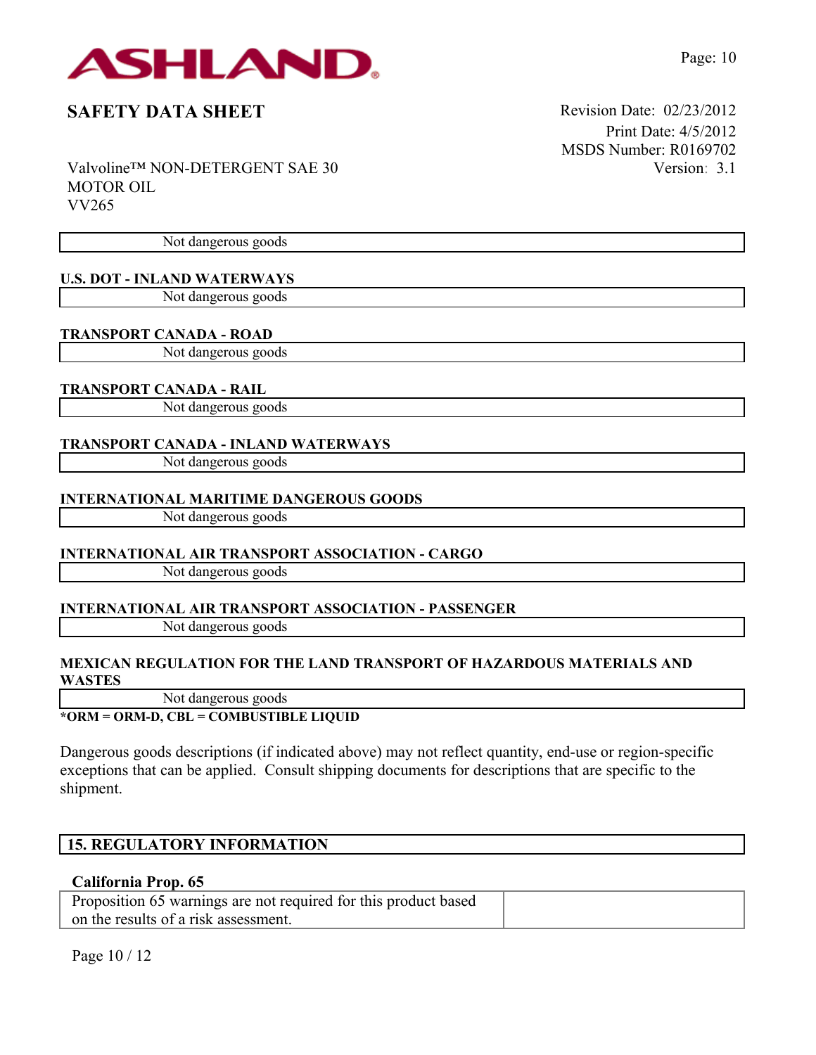| Not dangerous goods |
|---|

**U.S. DOT - INLAND WATERWAYS**

| Not dangerous goods |
|---|

**TRANSPORT CANADA - ROAD**

| Not dangerous goods |
|---|

**TRANSPORT CANADA - RAIL**

| Not dangerous goods |
|---|

**TRANSPORT CANADA - INLAND WATERWAYS**

| Not dangerous goods |
|---|

**INTERNATIONAL MARITIME DANGEROUS GOODS**

| Not dangerous goods |
|---|

**INTERNATIONAL AIR TRANSPORT ASSOCIATION - CARGO**

| Not dangerous goods |
|---|

**INTERNATIONAL AIR TRANSPORT ASSOCIATION - PASSENGER**

| Not dangerous goods |
|---|

**MEXICAN REGULATION FOR THE LAND TRANSPORT OF HAZARDOUS MATERIALS AND WASTES**

| Not dangerous goods |
|---|

***ORM = ORM-D, CBL = COMBUSTIBLE LIQUID**

Dangerous goods descriptions (if indicated above) may not reflect quantity, end-use or region-specific exceptions that can be applied. Consult shipping documents for descriptions that are specific to the shipment.

## 15. REGULATORY INFORMATION

**California Prop. 65**

| Proposition 65 warnings are not required for this product based on the results of a risk assessment. | |
|---|---|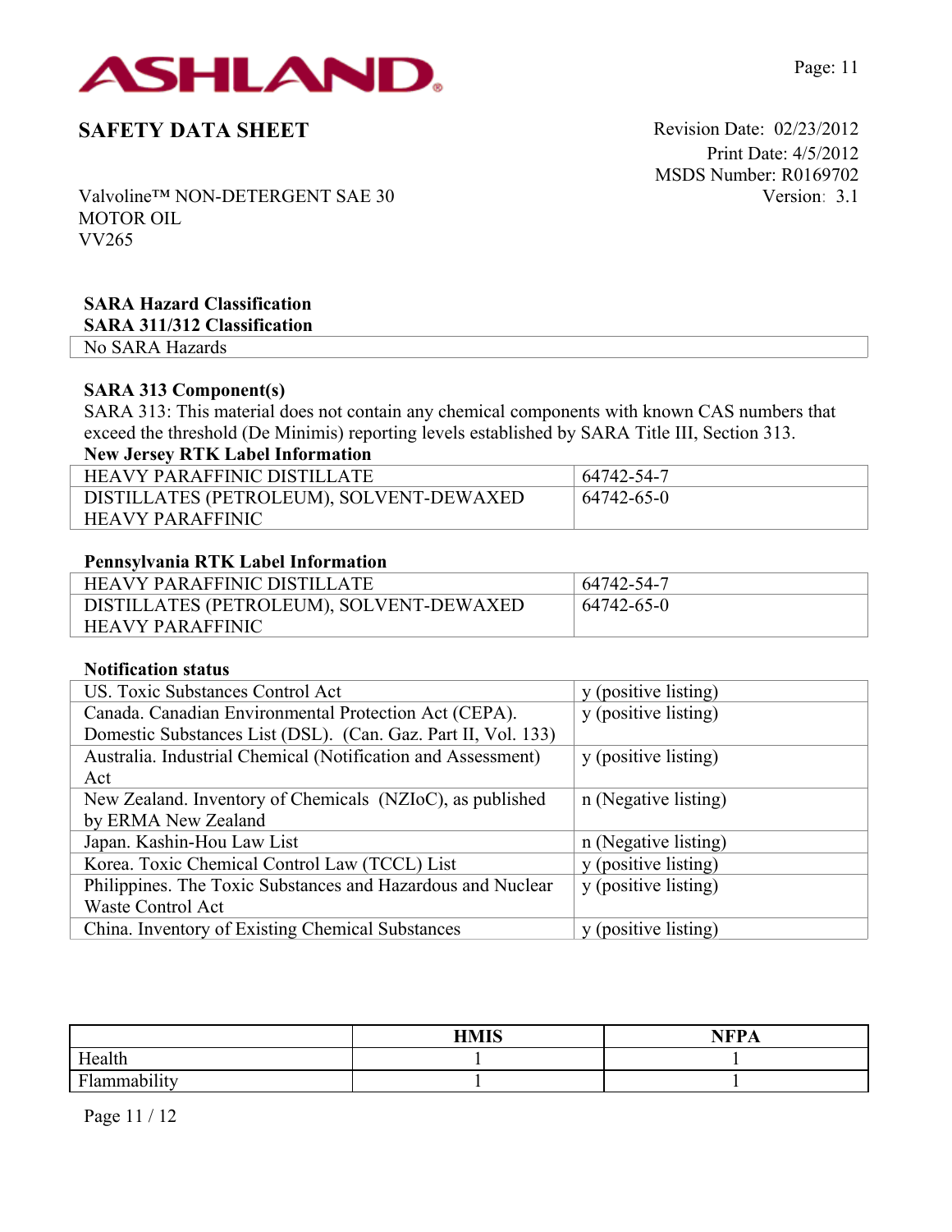**SAFETY DATA SHEET**

Revision Date: 02/23/2012
Print Date: 4/5/2012
MSDS Number: R0169702
Version: 3.1

Valvoline™ NON-DETERGENT SAE 30
MOTOR OIL
VV265

**SARA Hazard Classification**

**SARA 311/312 Classification**

| No SARA Hazards |
|---|

**SARA 313 Component(s)**

SARA 313: This material does not contain any chemical components with known CAS numbers that exceed the threshold (De Minimis) reporting levels established by SARA Title III, Section 313.

**New Jersey RTK Label Information**

| | |
|---|---|
| HEAVY PARAFFINIC DISTILLATE | 64742-54-7 |
| DISTILLATES (PETROLEUM), SOLVENT-DEWAXED HEAVY PARAFFINIC | 64742-65-0 |

**Pennsylvania RTK Label Information**

| | |
|---|---|
| HEAVY PARAFFINIC DISTILLATE | 64742-54-7 |
| DISTILLATES (PETROLEUM), SOLVENT-DEWAXED HEAVY PARAFFINIC | 64742-65-0 |

**Notification status**

| | |
|---|---|
| US. Toxic Substances Control Act | y (positive listing) |
| Canada. Canadian Environmental Protection Act (CEPA). Domestic Substances List (DSL). (Can. Gaz. Part II, Vol. 133) | y (positive listing) |
| Australia. Industrial Chemical (Notification and Assessment) Act | y (positive listing) |
| New Zealand. Inventory of Chemicals (NZIoC), as published by ERMA New Zealand | n (Negative listing) |
| Japan. Kashin-Hou Law List | n (Negative listing) |
| Korea. Toxic Chemical Control Law (TCCL) List | y (positive listing) |
| Philippines. The Toxic Substances and Hazardous and Nuclear Waste Control Act | y (positive listing) |
| China. Inventory of Existing Chemical Substances | y (positive listing) |

| | HMIS | NFPA |
|---|---|---|
| Health | 1 | 1 |
| Flammability | 1 | 1 |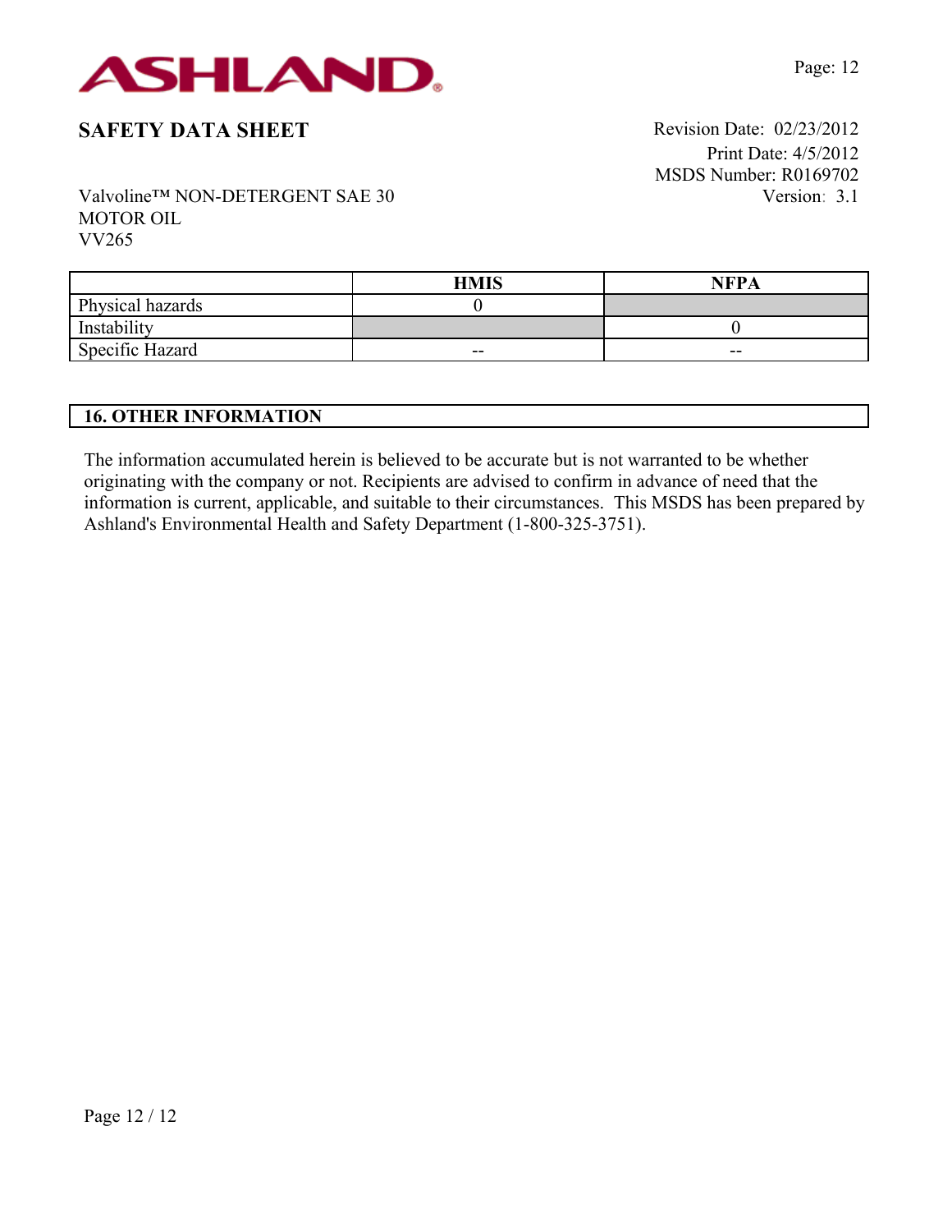| | HMIS | NFPA |
|---|---|---|
| Physical hazards | 0 | |
| Instability | | 0 |
| Specific Hazard | -- | -- |

## 16. OTHER INFORMATION

The information accumulated herein is believed to be accurate but is not warranted to be whether originating with the company or not. Recipients are advised to confirm in advance of need that the information is current, applicable, and suitable to their circumstances. This MSDS has been prepared by Ashland's Environmental Health and Safety Department (1-800-325-3751).